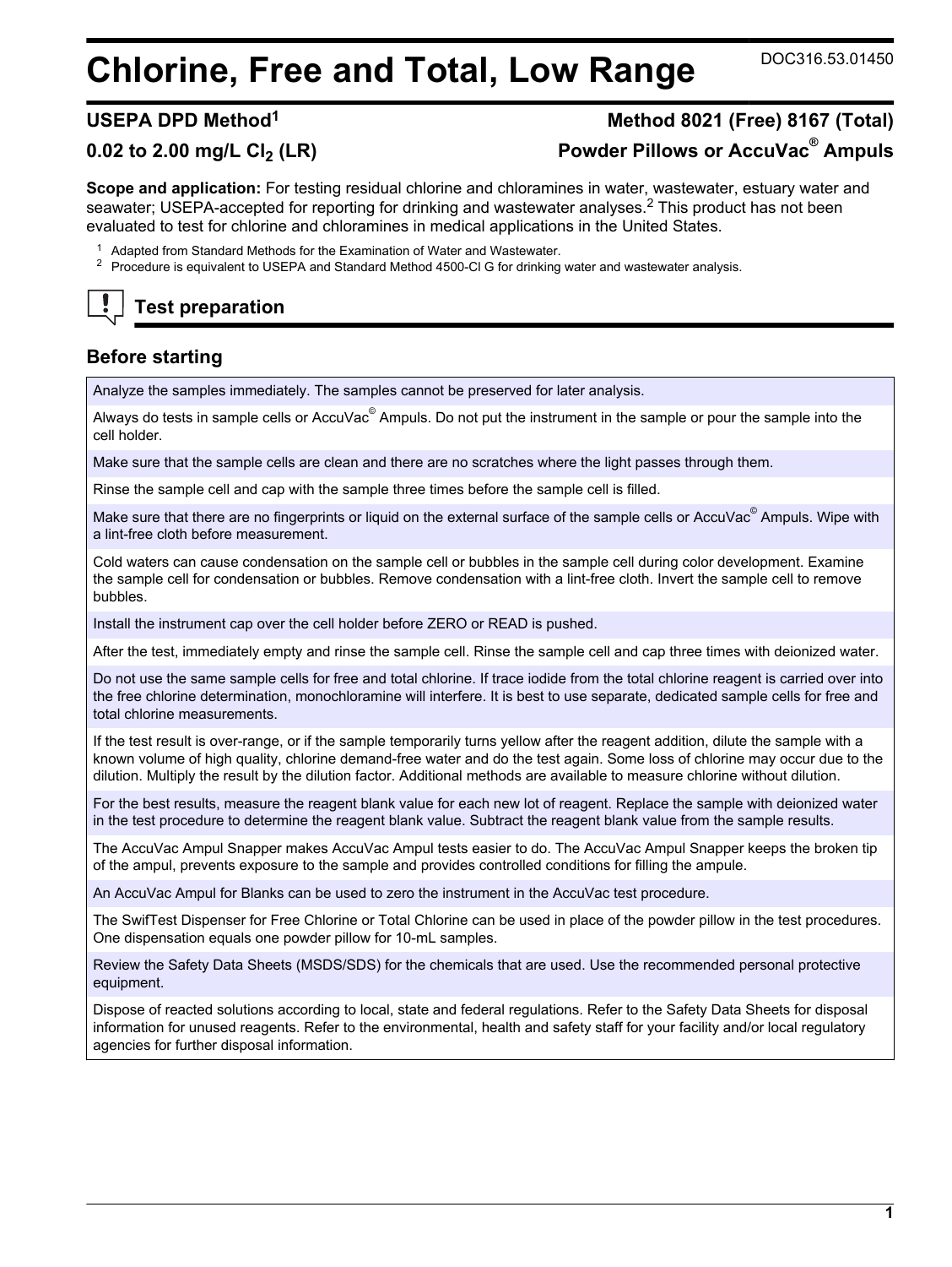# Chlorine, Free and Total, Low Range

DOC316.53.01450

## USEPA DPD Method[1]

## Method 8021 (Free) 8167 (Total)

## 0.02 to 2.00 mg/L $Cl_2$ (LR)

## Powder Pillows or AccuVac® Ampuls

**Scope and application:** For testing residual chlorine and chloramines in water, wastewater, estuary water and seawater; USEPA-accepted for reporting for drinking and wastewater analyses.[2] This product has not been evaluated to test for chlorine and chloramines in medical applications in the United States.

[1] Adapted from Standard Methods for the Examination of Water and Wastewater.

[2] Procedure is equivalent to USEPA and Standard Method 4500-Cl G for drinking water and wastewater analysis.

## Test preparation

### Before starting

Analyze the samples immediately. The samples cannot be preserved for later analysis.

Always do tests in sample cells or AccuVac© Ampuls. Do not put the instrument in the sample or pour the sample into the cell holder.

Make sure that the sample cells are clean and there are no scratches where the light passes through them.

Rinse the sample cell and cap with the sample three times before the sample cell is filled.

Make sure that there are no fingerprints or liquid on the external surface of the sample cells or AccuVac© Ampuls. Wipe with a lint-free cloth before measurement.

Cold waters can cause condensation on the sample cell or bubbles in the sample cell during color development. Examine the sample cell for condensation or bubbles. Remove condensation with a lint-free cloth. Invert the sample cell to remove bubbles.

Install the instrument cap over the cell holder before ZERO or READ is pushed.

After the test, immediately empty and rinse the sample cell. Rinse the sample cell and cap three times with deionized water.

Do not use the same sample cells for free and total chlorine. If trace iodide from the total chlorine reagent is carried over into the free chlorine determination, monochloramine will interfere. It is best to use separate, dedicated sample cells for free and total chlorine measurements.

If the test result is over-range, or if the sample temporarily turns yellow after the reagent addition, dilute the sample with a known volume of high quality, chlorine demand-free water and do the test again. Some loss of chlorine may occur due to the dilution. Multiply the result by the dilution factor. Additional methods are available to measure chlorine without dilution.

For the best results, measure the reagent blank value for each new lot of reagent. Replace the sample with deionized water in the test procedure to determine the reagent blank value. Subtract the reagent blank value from the sample results.

The AccuVac Ampul Snapper makes AccuVac Ampul tests easier to do. The AccuVac Ampul Snapper keeps the broken tip of the ampul, prevents exposure to the sample and provides controlled conditions for filling the ampule.

An AccuVac Ampul for Blanks can be used to zero the instrument in the AccuVac test procedure.

The SwifTest Dispenser for Free Chlorine or Total Chlorine can be used in place of the powder pillow in the test procedures. One dispensation equals one powder pillow for 10-mL samples.

Review the Safety Data Sheets (MSDS/SDS) for the chemicals that are used. Use the recommended personal protective equipment.

Dispose of reacted solutions according to local, state and federal regulations. Refer to the Safety Data Sheets for disposal information for unused reagents. Refer to the environmental, health and safety staff for your facility and/or local regulatory agencies for further disposal information.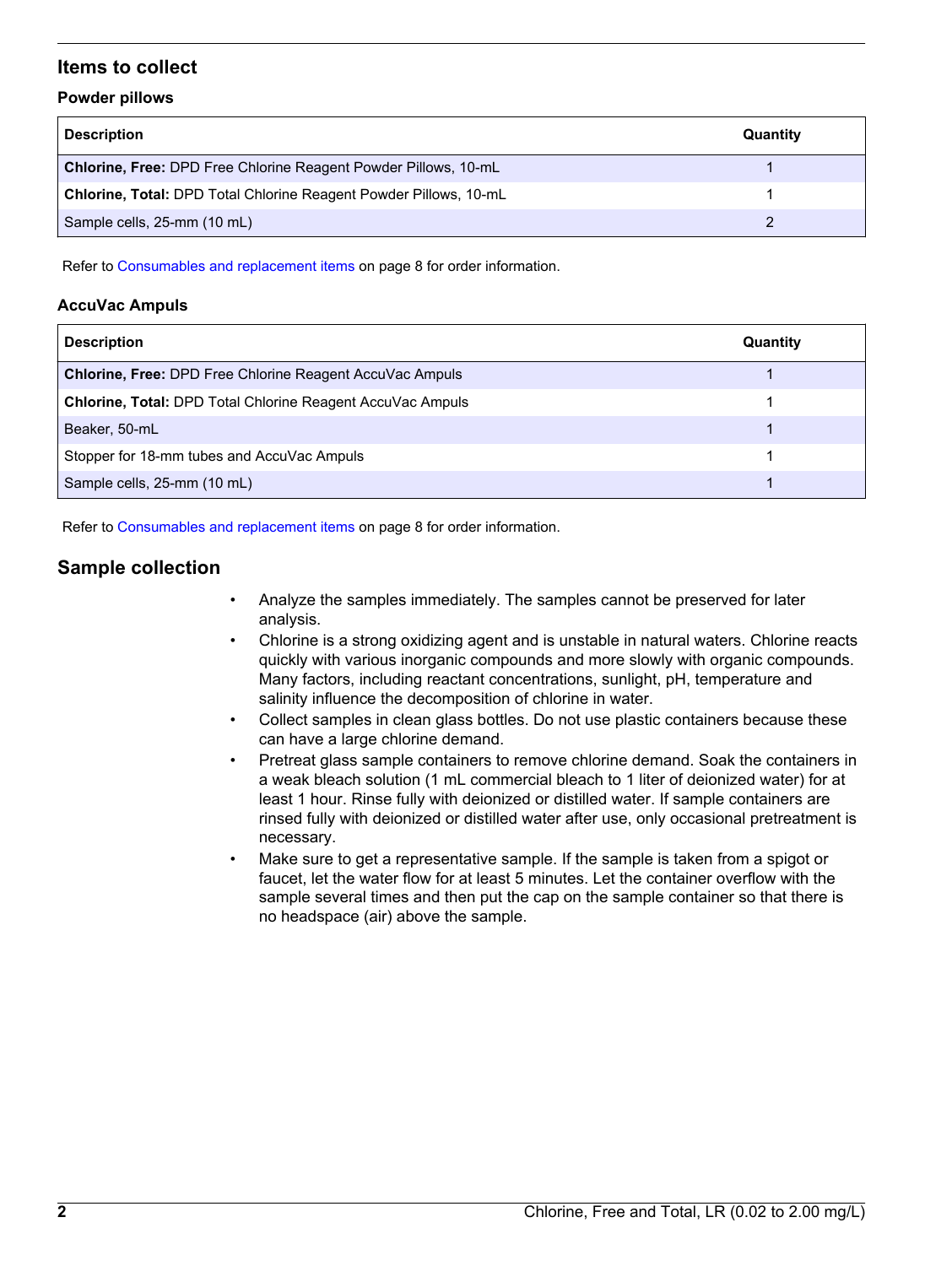## Items to collect

### Powder pillows

| Description | Quantity |
| --- | --- |
| **Chlorine, Free:** DPD Free Chlorine Reagent Powder Pillows, 10-mL | 1 |
| **Chlorine, Total:** DPD Total Chlorine Reagent Powder Pillows, 10-mL | 1 |
| Sample cells, 25-mm (10 mL) | 2 |

Refer to Consumables and replacement items on page 8 for order information.

### AccuVac Ampuls

| Description | Quantity |
| --- | --- |
| **Chlorine, Free:** DPD Free Chlorine Reagent AccuVac Ampuls | 1 |
| **Chlorine, Total:** DPD Total Chlorine Reagent AccuVac Ampuls | 1 |
| Beaker, 50-mL | 1 |
| Stopper for 18-mm tubes and AccuVac Ampuls | 1 |
| Sample cells, 25-mm (10 mL) | 1 |

Refer to Consumables and replacement items on page 8 for order information.

## Sample collection

- Analyze the samples immediately. The samples cannot be preserved for later analysis.
- Chlorine is a strong oxidizing agent and is unstable in natural waters. Chlorine reacts quickly with various inorganic compounds and more slowly with organic compounds. Many factors, including reactant concentrations, sunlight, pH, temperature and salinity influence the decomposition of chlorine in water.
- Collect samples in clean glass bottles. Do not use plastic containers because these can have a large chlorine demand.
- Pretreat glass sample containers to remove chlorine demand. Soak the containers in a weak bleach solution (1 mL commercial bleach to 1 liter of deionized water) for at least 1 hour. Rinse fully with deionized or distilled water. If sample containers are rinsed fully with deionized or distilled water after use, only occasional pretreatment is necessary.
- Make sure to get a representative sample. If the sample is taken from a spigot or faucet, let the water flow for at least 5 minutes. Let the container overflow with the sample several times and then put the cap on the sample container so that there is no headspace (air) above the sample.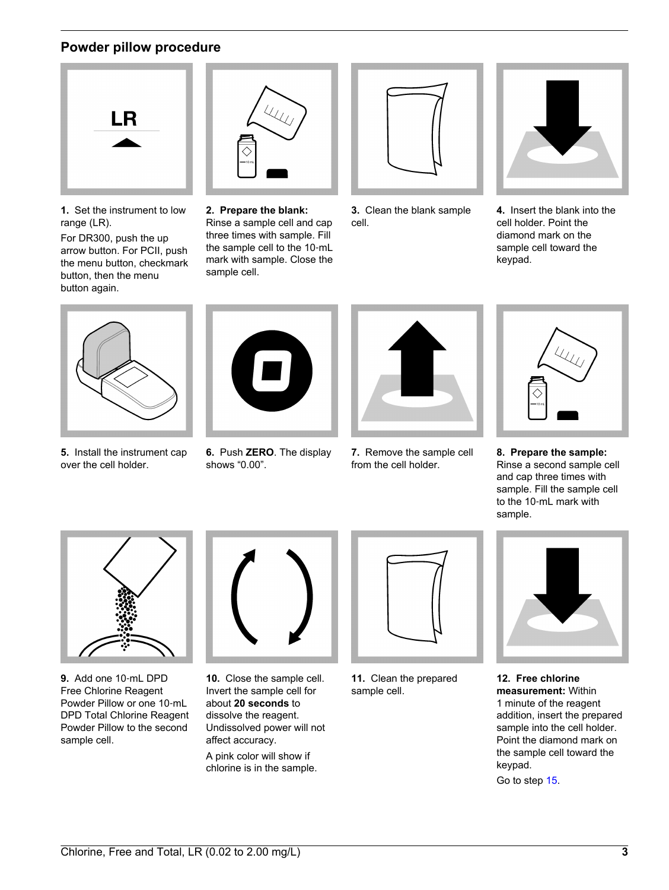## Powder pillow procedure

1. Set the instrument to low range (LR).

   For DR300, push the up arrow button. For PCII, push the menu button, checkmark button, then the menu button again.

2. **Prepare the blank:** Rinse a sample cell and cap three times with sample. Fill the sample cell to the 10-mL mark with sample. Close the sample cell.

3. Clean the blank sample cell.

4. Insert the blank into the cell holder. Point the diamond mark on the sample cell toward the keypad.

5. Install the instrument cap over the cell holder.

6. Push **ZERO**. The display shows “0.00”.

7. Remove the sample cell from the cell holder.

8. **Prepare the sample:** Rinse a second sample cell and cap three times with sample. Fill the sample cell to the 10-mL mark with sample.

9. Add one 10-mL DPD Free Chlorine Reagent Powder Pillow or one 10-mL DPD Total Chlorine Reagent Powder Pillow to the second sample cell.

10. Close the sample cell. Invert the sample cell for about **20 seconds** to dissolve the reagent. Undissolved power will not affect accuracy.

    A pink color will show if chlorine is in the sample.

11. Clean the prepared sample cell.

12. **Free chlorine measurement:** Within 1 minute of the reagent addition, insert the prepared sample into the cell holder. Point the diamond mark on the sample cell toward the keypad.

    Go to step 15.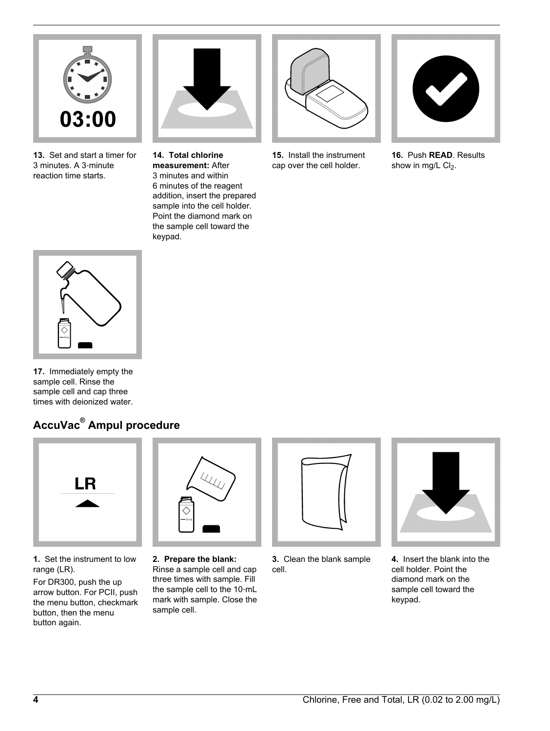**13.** Set and start a timer for 3 minutes. A 3-minute reaction time starts.

**14. Total chlorine measurement:** After 3 minutes and within 6 minutes of the reagent addition, insert the prepared sample into the cell holder. Point the diamond mark on the sample cell toward the keypad.

**15.** Install the instrument cap over the cell holder.

**16.** Push **READ**. Results show in mg/L $Cl_2$.

**17.** Immediately empty the sample cell. Rinse the sample cell and cap three times with deionized water.

## AccuVac® Ampul procedure

**1.** Set the instrument to low range (LR).

For DR300, push the up arrow button. For PCII, push the menu button, checkmark button, then the menu button again.

**2. Prepare the blank:** Rinse a sample cell and cap three times with sample. Fill the sample cell to the 10-mL mark with sample. Close the sample cell.

**3.** Clean the blank sample cell.

**4.** Insert the blank into the cell holder. Point the diamond mark on the sample cell toward the keypad.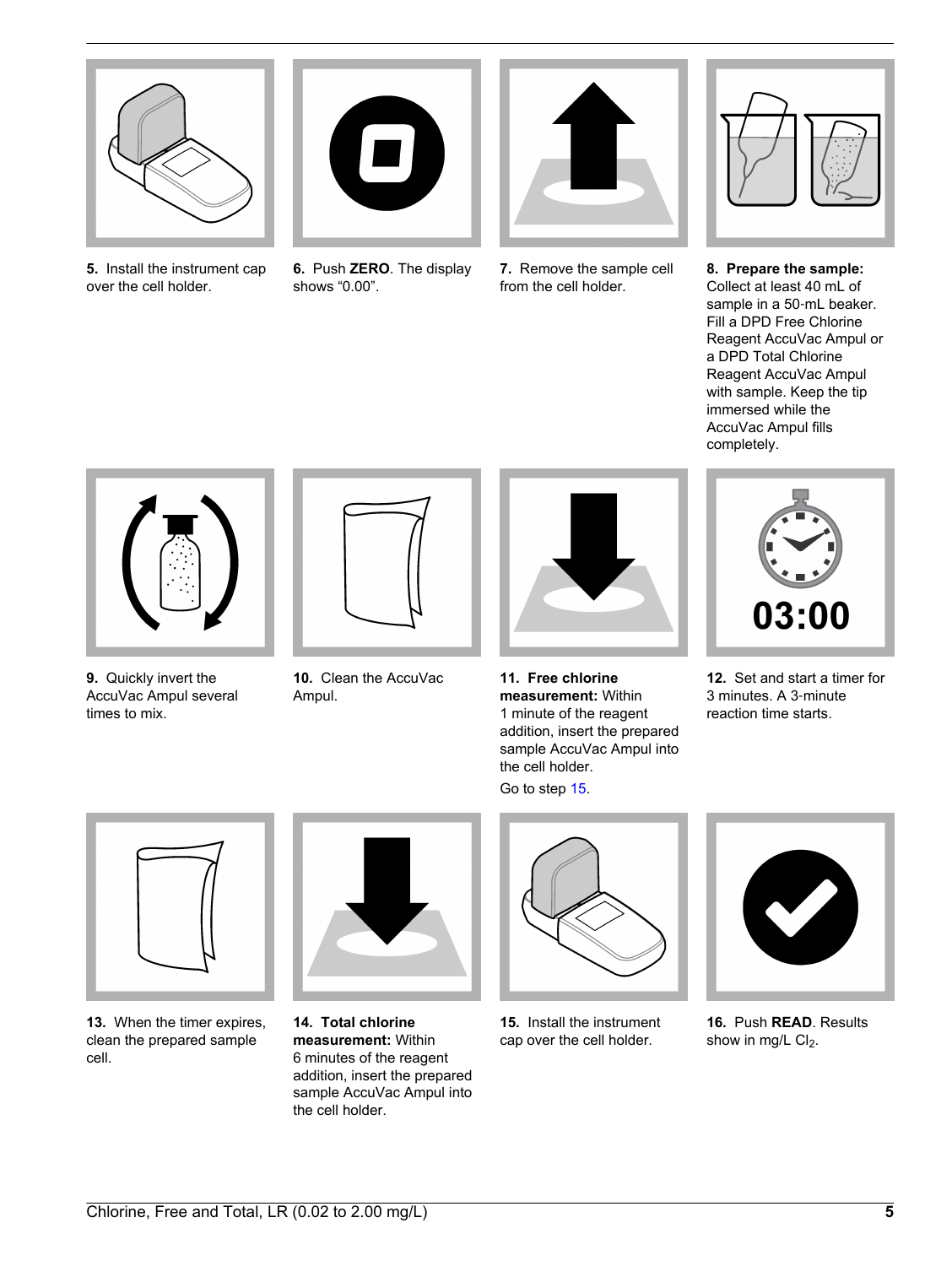5. Install the instrument cap over the cell holder.

6. Push **ZERO**. The display shows “0.00”.

7. Remove the sample cell from the cell holder.

8. **Prepare the sample:** Collect at least 40 mL of sample in a 50-mL beaker. Fill a DPD Free Chlorine Reagent AccuVac Ampul or a DPD Total Chlorine Reagent AccuVac Ampul with sample. Keep the tip immersed while the AccuVac Ampul fills completely.

9. Quickly invert the AccuVac Ampul several times to mix.

10. Clean the AccuVac Ampul.

11. **Free chlorine measurement:** Within 1 minute of the reagent addition, insert the prepared sample AccuVac Ampul into the cell holder.

Go to step 15.

12. Set and start a timer for 3 minutes. A 3-minute reaction time starts.

13. When the timer expires, clean the prepared sample cell.

14. **Total chlorine measurement:** Within 6 minutes of the reagent addition, insert the prepared sample AccuVac Ampul into the cell holder.

15. Install the instrument cap over the cell holder.

16. Push **READ**. Results show in mg/L $Cl_2$.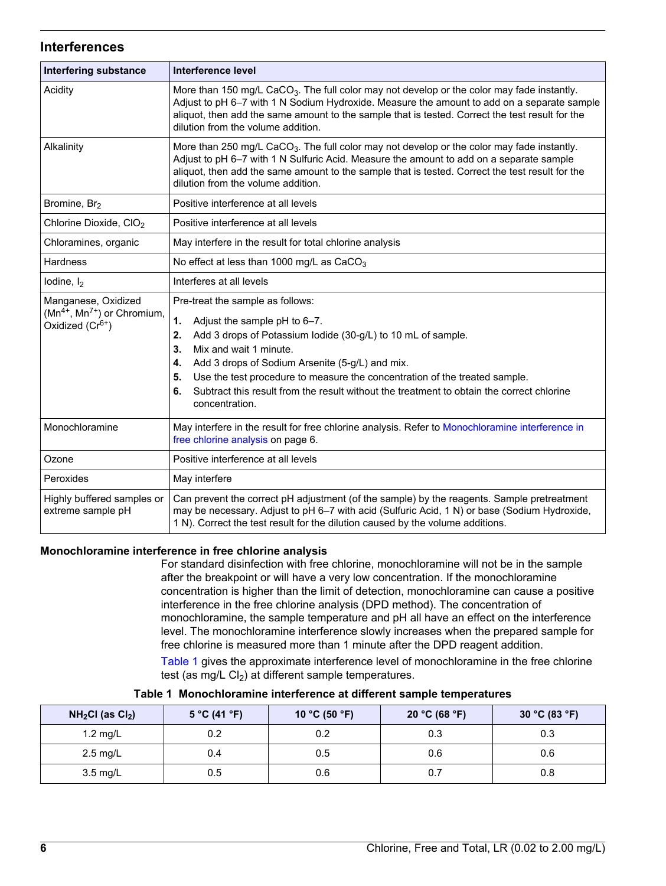## Interferences

| Interfering substance | Interference level |
| --- | --- |
| Acidity | More than 150 mg/L $CaCO_3$. The full color may not develop or the color may fade instantly. Adjust to pH 6–7 with 1 N Sodium Hydroxide. Measure the amount to add on a separate sample aliquot, then add the same amount to the sample that is tested. Correct the test result for the dilution from the volume addition. |
| Alkalinity | More than 250 mg/L $CaCO_3$. The full color may not develop or the color may fade instantly. Adjust to pH 6–7 with 1 N Sulfuric Acid. Measure the amount to add on a separate sample aliquot, then add the same amount to the sample that is tested. Correct the test result for the dilution from the volume addition. |
| Bromine, $Br_2$ | Positive interference at all levels |
| Chlorine Dioxide, $ClO_2$ | Positive interference at all levels |
| Chloramines, organic | May interfere in the result for total chlorine analysis |
| Hardness | No effect at less than 1000 mg/L as $CaCO_3$ |
| Iodine, $I_2$ | Interferes at all levels |
| Manganese, Oxidized ($Mn^{4+}$, $Mn^{7+}$) or Chromium, Oxidized ($Cr^{6+}$) | Pre-treat the sample as follows: 1. Adjust the sample pH to 6–7. 2. Add 3 drops of Potassium Iodide (30-g/L) to 10 mL of sample. 3. Mix and wait 1 minute. 4. Add 3 drops of Sodium Arsenite (5-g/L) and mix. 5. Use the test procedure to measure the concentration of the treated sample. 6. Subtract this result from the result without the treatment to obtain the correct chlorine concentration. |
| Monochloramine | May interfere in the result for free chlorine analysis. Refer to Monochloramine interference in free chlorine analysis on page 6. |
| Ozone | Positive interference at all levels |
| Peroxides | May interfere |
| Highly buffered samples or extreme sample pH | Can prevent the correct pH adjustment (of the sample) by the reagents. Sample pretreatment may be necessary. Adjust to pH 6–7 with acid (Sulfuric Acid, 1 N) or base (Sodium Hydroxide, 1 N). Correct the test result for the dilution caused by the volume additions. |

### Monochloramine interference in free chlorine analysis

For standard disinfection with free chlorine, monochloramine will not be in the sample after the breakpoint or will have a very low concentration. If the monochloramine concentration is higher than the limit of detection, monochloramine can cause a positive interference in the free chlorine analysis (DPD method). The concentration of monochloramine, the sample temperature and pH all have an effect on the interference level. The monochloramine interference slowly increases when the prepared sample for free chlorine is measured more than 1 minute after the DPD reagent addition.

Table 1 gives the approximate interference level of monochloramine in the free chlorine test (as mg/L $Cl_2$) at different sample temperatures.

**Table 1 Monochloramine interference at different sample temperatures**

| $NH_2Cl$ (as $Cl_2$) | 5 °C (41 °F) | 10 °C (50 °F) | 20 °C (68 °F) | 30 °C (83 °F) |
| --- | --- | --- | --- | --- |
| 1.2 mg/L | 0.2 | 0.2 | 0.3 | 0.3 |
| 2.5 mg/L | 0.4 | 0.5 | 0.6 | 0.6 |
| 3.5 mg/L | 0.5 | 0.6 | 0.7 | 0.8 |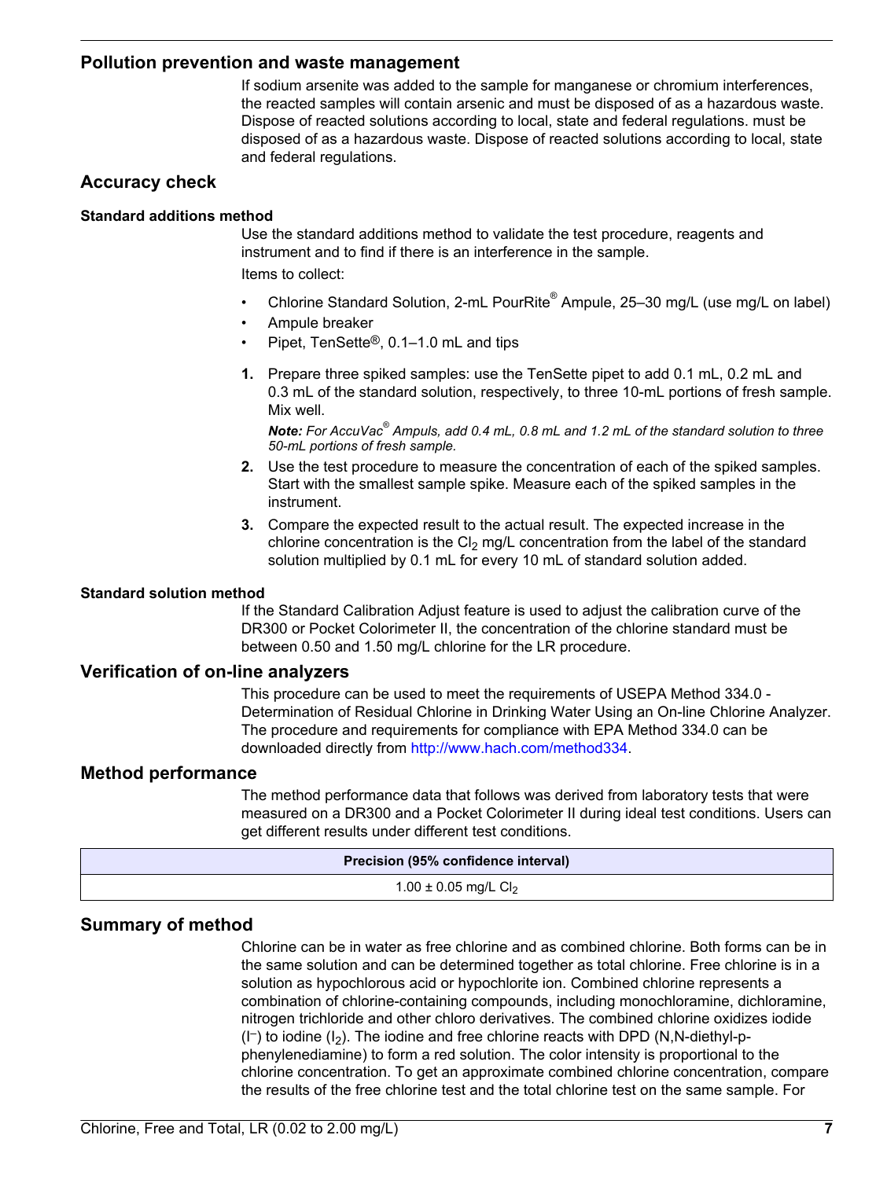## Pollution prevention and waste management

If sodium arsenite was added to the sample for manganese or chromium interferences, the reacted samples will contain arsenic and must be disposed of as a hazardous waste. Dispose of reacted solutions according to local, state and federal regulations. must be disposed of as a hazardous waste. Dispose of reacted solutions according to local, state and federal regulations.

## Accuracy check

### Standard additions method

Use the standard additions method to validate the test procedure, reagents and instrument and to find if there is an interference in the sample.

Items to collect:

- Chlorine Standard Solution, 2-mL PourRite® Ampule, 25–30 mg/L (use mg/L on label)
- Ampule breaker
- Pipet, TenSette®, 0.1–1.0 mL and tips

1. Prepare three spiked samples: use the TenSette pipet to add 0.1 mL, 0.2 mL and 0.3 mL of the standard solution, respectively, to three 10-mL portions of fresh sample. Mix well.

   ***Note:** For AccuVac® Ampuls, add 0.4 mL, 0.8 mL and 1.2 mL of the standard solution to three 50-mL portions of fresh sample.*

2. Use the test procedure to measure the concentration of each of the spiked samples. Start with the smallest sample spike. Measure each of the spiked samples in the instrument.
3. Compare the expected result to the actual result. The expected increase in the chlorine concentration is the $Cl_2$ mg/L concentration from the label of the standard solution multiplied by 0.1 mL for every 10 mL of standard solution added.

### Standard solution method

If the Standard Calibration Adjust feature is used to adjust the calibration curve of the DR300 or Pocket Colorimeter II, the concentration of the chlorine standard must be between 0.50 and 1.50 mg/L chlorine for the LR procedure.

## Verification of on-line analyzers

This procedure can be used to meet the requirements of USEPA Method 334.0 - Determination of Residual Chlorine in Drinking Water Using an On-line Chlorine Analyzer. The procedure and requirements for compliance with EPA Method 334.0 can be downloaded directly from http://www.hach.com/method334.

## Method performance

The method performance data that follows was derived from laboratory tests that were measured on a DR300 and a Pocket Colorimeter II during ideal test conditions. Users can get different results under different test conditions.

| Precision (95% confidence interval) |
| --- |
| 1.00 ± 0.05 mg/L $Cl_2$ |

## Summary of method

Chlorine can be in water as free chlorine and as combined chlorine. Both forms can be in the same solution and can be determined together as total chlorine. Free chlorine is in a solution as hypochlorous acid or hypochlorite ion. Combined chlorine represents a combination of chlorine-containing compounds, including monochloramine, dichloramine, nitrogen trichloride and other chloro derivatives. The combined chlorine oxidizes iodide ($I^-$) to iodine ($I_2$). The iodine and free chlorine reacts with DPD (N,N-diethyl-p-phenylenediamine) to form a red solution. The color intensity is proportional to the chlorine concentration. To get an approximate combined chlorine concentration, compare the results of the free chlorine test and the total chlorine test on the same sample. For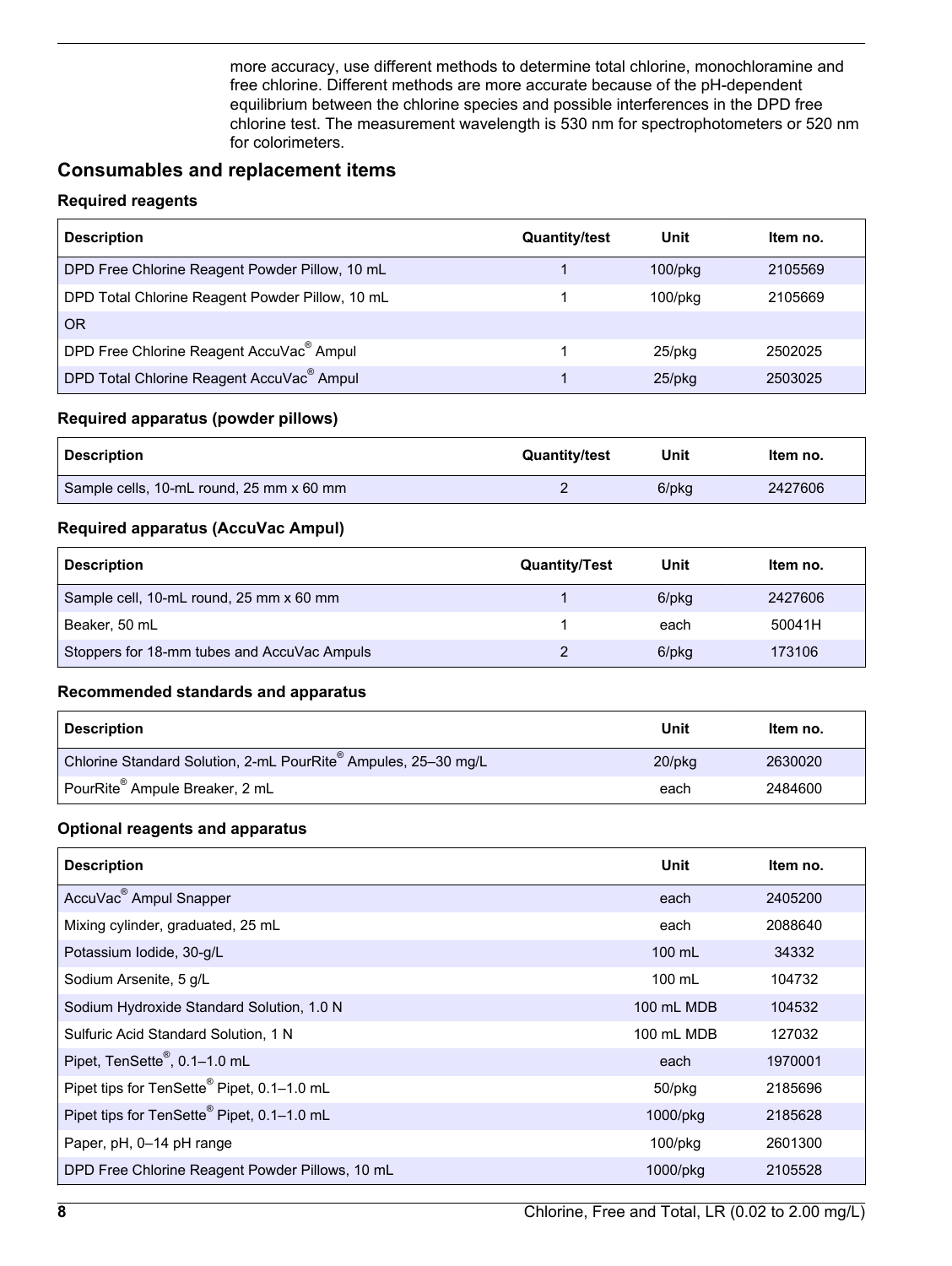more accuracy, use different methods to determine total chlorine, monochloramine and free chlorine. Different methods are more accurate because of the pH-dependent equilibrium between the chlorine species and possible interferences in the DPD free chlorine test. The measurement wavelength is 530 nm for spectrophotometers or 520 nm for colorimeters.

## Consumables and replacement items

### Required reagents

| Description | Quantity/test | Unit | Item no. |
|---|---|---|---|
| DPD Free Chlorine Reagent Powder Pillow, 10 mL | 1 | 100/pkg | 2105569 |
| DPD Total Chlorine Reagent Powder Pillow, 10 mL | 1 | 100/pkg | 2105669 |
| OR | | | |
| DPD Free Chlorine Reagent AccuVac® Ampul | 1 | 25/pkg | 2502025 |
| DPD Total Chlorine Reagent AccuVac® Ampul | 1 | 25/pkg | 2503025 |

### Required apparatus (powder pillows)

| Description | Quantity/test | Unit | Item no. |
|---|---|---|---|
| Sample cells, 10-mL round, 25 mm x 60 mm | 2 | 6/pkg | 2427606 |

### Required apparatus (AccuVac Ampul)

| Description | Quantity/Test | Unit | Item no. |
|---|---|---|---|
| Sample cell, 10-mL round, 25 mm x 60 mm | 1 | 6/pkg | 2427606 |
| Beaker, 50 mL | 1 | each | 50041H |
| Stoppers for 18-mm tubes and AccuVac Ampuls | 2 | 6/pkg | 173106 |

### Recommended standards and apparatus

| Description | Unit | Item no. |
|---|---|---|
| Chlorine Standard Solution, 2-mL PourRite® Ampules, 25–30 mg/L | 20/pkg | 2630020 |
| PourRite® Ampule Breaker, 2 mL | each | 2484600 |

### Optional reagents and apparatus

| Description | Unit | Item no. |
|---|---|---|
| AccuVac® Ampul Snapper | each | 2405200 |
| Mixing cylinder, graduated, 25 mL | each | 2088640 |
| Potassium Iodide, 30-g/L | 100 mL | 34332 |
| Sodium Arsenite, 5 g/L | 100 mL | 104732 |
| Sodium Hydroxide Standard Solution, 1.0 N | 100 mL MDB | 104532 |
| Sulfuric Acid Standard Solution, 1 N | 100 mL MDB | 127032 |
| Pipet, TenSette®, 0.1–1.0 mL | each | 1970001 |
| Pipet tips for TenSette® Pipet, 0.1–1.0 mL | 50/pkg | 2185696 |
| Pipet tips for TenSette® Pipet, 0.1–1.0 mL | 1000/pkg | 2185628 |
| Paper, pH, 0–14 pH range | 100/pkg | 2601300 |
| DPD Free Chlorine Reagent Powder Pillows, 10 mL | 1000/pkg | 2105528 |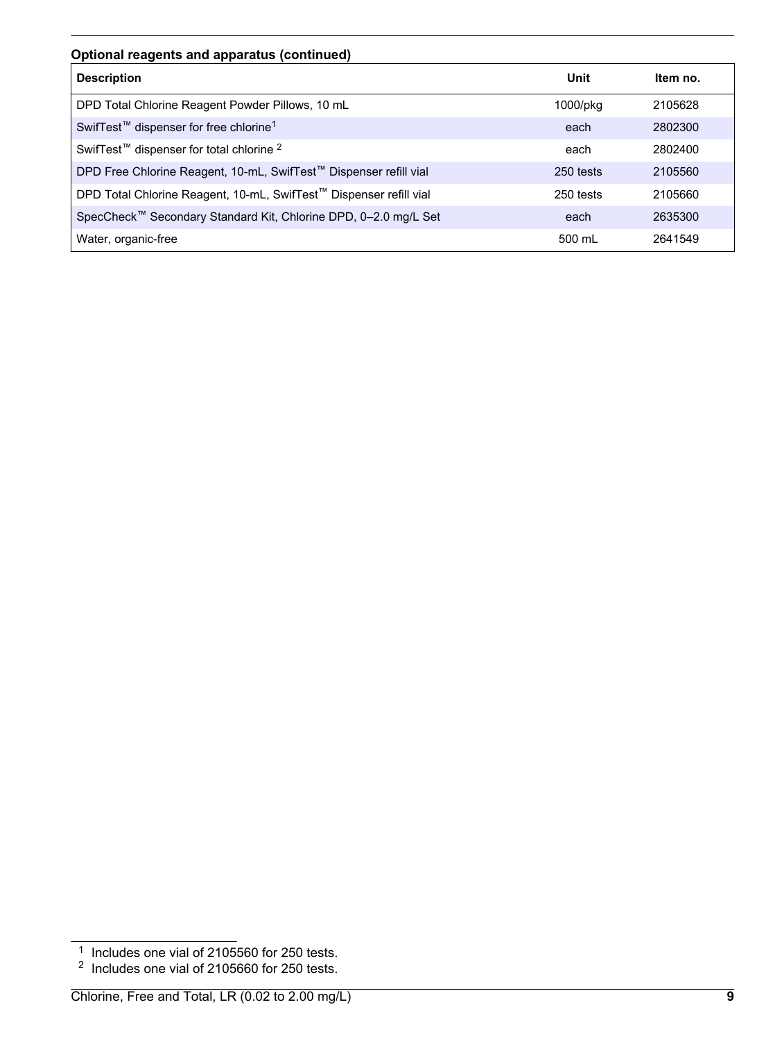**Optional reagents and apparatus (continued)**

| Description | Unit | Item no. |
| --- | --- | --- |
| DPD Total Chlorine Reagent Powder Pillows, 10 mL | 1000/pkg | 2105628 |
| SwifTest™ dispenser for free chlorine[1] | each | 2802300 |
| SwifTest™ dispenser for total chlorine [2] | each | 2802400 |
| DPD Free Chlorine Reagent, 10-mL, SwifTest™ Dispenser refill vial | 250 tests | 2105560 |
| DPD Total Chlorine Reagent, 10-mL, SwifTest™ Dispenser refill vial | 250 tests | 2105660 |
| SpecCheck™ Secondary Standard Kit, Chlorine DPD, 0–2.0 mg/L Set | each | 2635300 |
| Water, organic-free | 500 mL | 2641549 |

[1] Includes one vial of 2105560 for 250 tests.

[2] Includes one vial of 2105660 for 250 tests.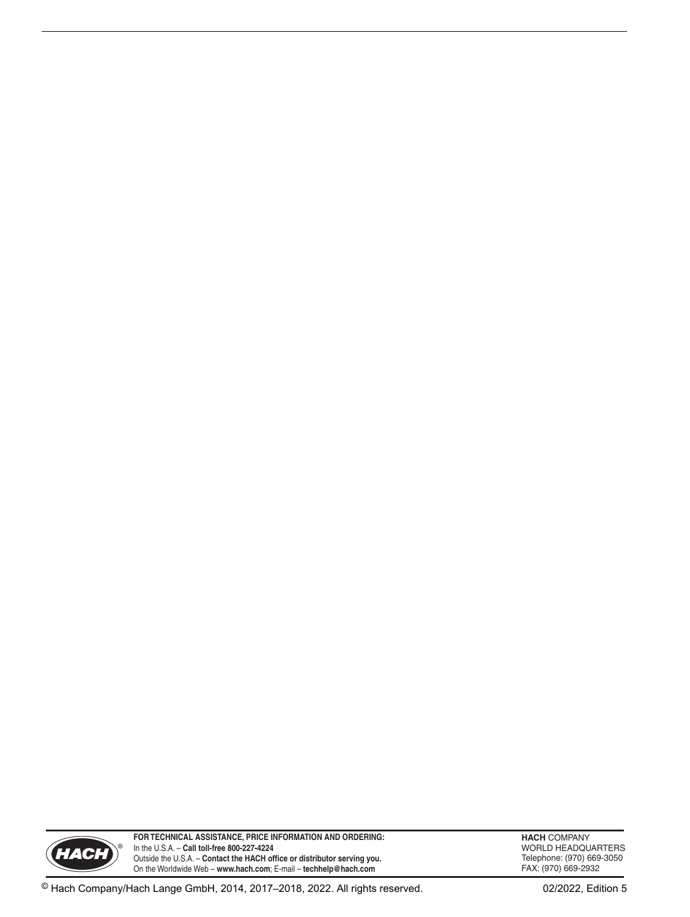**FOR TECHNICAL ASSISTANCE, PRICE INFORMATION AND ORDERING:**
In the U.S.A. – **Call toll-free 800-227-4224**
Outside the U.S.A. – **Contact the HACH office or distributor serving you.**
On the Worldwide Web – **www.hach.com**; E-mail – **techhelp@hach.com**

**HACH** COMPANY
WORLD HEADQUARTERS
Telephone: (970) 669-3050
FAX: (970) 669-2932

© Hach Company/Hach Lange GmbH, 2014, 2017–2018, 2022. All rights reserved.

02/2022, Edition 5